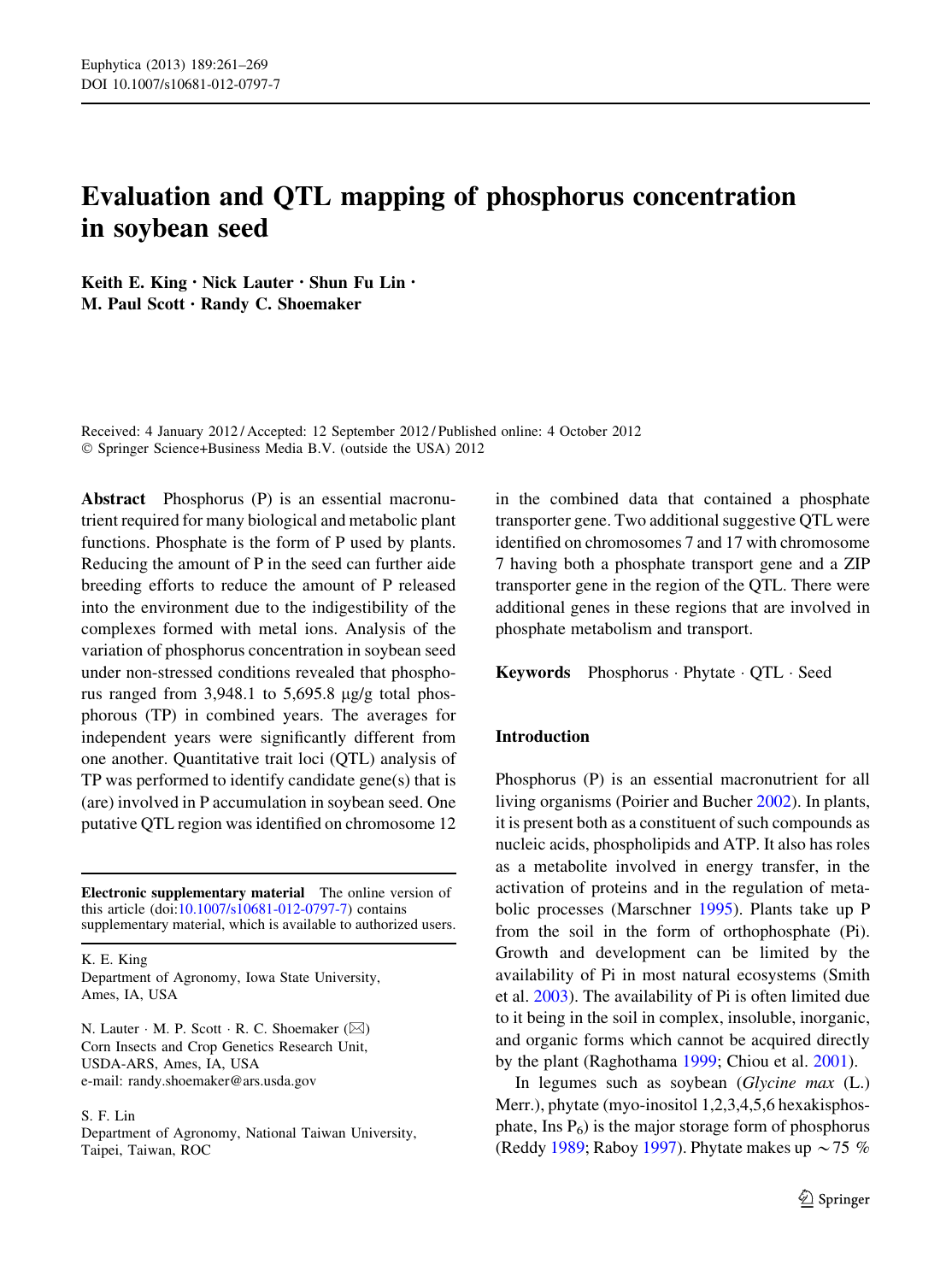# Evaluation and QTL mapping of phosphorus concentration in soybean seed

**Keith E. King · Nick Lauter · Shun Fu Lin · M. Paul Scott · Randy C. Shoemaker**

Received: 4 January 2012 / Accepted: 12 September 2012 / Published online: 4 October 2012
© Springer Science+Business Media B.V. (outside the USA) 2012

**Abstract** Phosphorus (P) is an essential macronutrient required for many biological and metabolic plant functions. Phosphate is the form of P used by plants. Reducing the amount of P in the seed can further aide breeding efforts to reduce the amount of P released into the environment due to the indigestibility of the complexes formed with metal ions. Analysis of the variation of phosphorus concentration in soybean seed under non-stressed conditions revealed that phosphorus ranged from 3,948.1 to 5,695.8 μg/g total phosphorous (TP) in combined years. The averages for independent years were significantly different from one another. Quantitative trait loci (QTL) analysis of TP was performed to identify candidate gene(s) that is (are) involved in P accumulation in soybean seed. One putative QTL region was identified on chromosome 12 in the combined data that contained a phosphate transporter gene. Two additional suggestive QTL were identified on chromosomes 7 and 17 with chromosome 7 having both a phosphate transport gene and a ZIP transporter gene in the region of the QTL. There were additional genes in these regions that are involved in phosphate metabolism and transport.

**Keywords** Phosphorus · Phytate · QTL · Seed

**Electronic supplementary material** The online version of this article (doi:10.1007/s10681-012-0797-7) contains supplementary material, which is available to authorized users.

K. E. King
Department of Agronomy, Iowa State University, Ames, IA, USA

N. Lauter · M. P. Scott · R. C. Shoemaker (✉)
Corn Insects and Crop Genetics Research Unit, USDA-ARS, Ames, IA, USA
e-mail: randy.shoemaker@ars.usda.gov

S. F. Lin
Department of Agronomy, National Taiwan University, Taipei, Taiwan, ROC

## Introduction

Phosphorus (P) is an essential macronutrient for all living organisms (Poirier and Bucher 2002). In plants, it is present both as a constituent of such compounds as nucleic acids, phospholipids and ATP. It also has roles as a metabolite involved in energy transfer, in the activation of proteins and in the regulation of metabolic processes (Marschner 1995). Plants take up P from the soil in the form of orthophosphate (Pi). Growth and development can be limited by the availability of Pi in most natural ecosystems (Smith et al. 2003). The availability of Pi is often limited due to it being in the soil in complex, insoluble, inorganic, and organic forms which cannot be acquired directly by the plant (Raghothama 1999; Chiou et al. 2001).

In legumes such as soybean (*Glycine max* (L.) Merr.), phytate (myo-inositol 1,2,3,4,5,6 hexakisphosphate, Ins $P_6$) is the major storage form of phosphorus (Reddy 1989; Raboy 1997). Phytate makes up ~75 %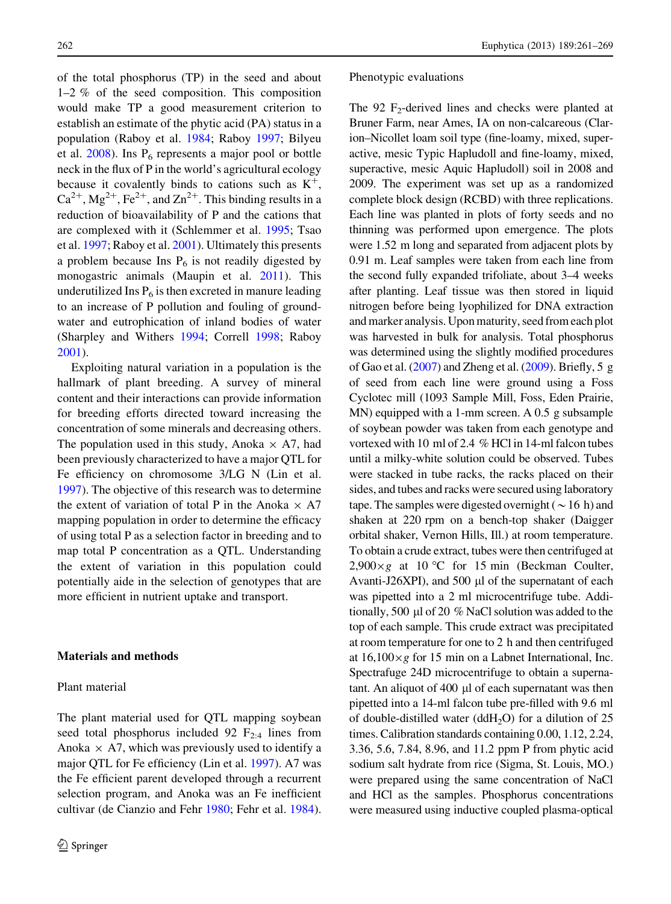of the total phosphorus (TP) in the seed and about 1–2 % of the seed composition. This composition would make TP a good measurement criterion to establish an estimate of the phytic acid (PA) status in a population (Raboy et al. 1984; Raboy 1997; Bilyeu et al. 2008). Ins $P_6$ represents a major pool or bottle neck in the flux of P in the world's agricultural ecology because it covalently binds to cations such as $K^+$, $Ca^{2+}$, $Mg^{2+}$, $Fe^{2+}$, and $Zn^{2+}$. This binding results in a reduction of bioavailability of P and the cations that are complexed with it (Schlemmer et al. 1995; Tsao et al. 1997; Raboy et al. 2001). Ultimately this presents a problem because Ins $P_6$ is not readily digested by monogastric animals (Maupin et al. 2011). This underutilized Ins $P_6$ is then excreted in manure leading to an increase of P pollution and fouling of groundwater and eutrophication of inland bodies of water (Sharpley and Withers 1994; Correll 1998; Raboy 2001).

Exploiting natural variation in a population is the hallmark of plant breeding. A survey of mineral content and their interactions can provide information for breeding efforts directed toward increasing the concentration of some minerals and decreasing others. The population used in this study, Anoka × A7, had been previously characterized to have a major QTL for Fe efficiency on chromosome 3/LG N (Lin et al. 1997). The objective of this research was to determine the extent of variation of total P in the Anoka × A7 mapping population in order to determine the efficacy of using total P as a selection factor in breeding and to map total P concentration as a QTL. Understanding the extent of variation in this population could potentially aide in the selection of genotypes that are more efficient in nutrient uptake and transport.

## Materials and methods

### Plant material

The plant material used for QTL mapping soybean seed total phosphorus included 92 $F_{2:4}$ lines from Anoka × A7, which was previously used to identify a major QTL for Fe efficiency (Lin et al. 1997). A7 was the Fe efficient parent developed through a recurrent selection program, and Anoka was an Fe inefficient cultivar (de Cianzio and Fehr 1980; Fehr et al. 1984).

### Phenotypic evaluations

The 92 $F_2$-derived lines and checks were planted at Bruner Farm, near Ames, IA on non-calcareous (Clarion–Nicollet loam soil type (fine-loamy, mixed, superactive, mesic Typic Hapludoll and fine-loamy, mixed, superactive, mesic Aquic Hapludoll) soil in 2008 and 2009. The experiment was set up as a randomized complete block design (RCBD) with three replications. Each line was planted in plots of forty seeds and no thinning was performed upon emergence. The plots were 1.52 m long and separated from adjacent plots by 0.91 m. Leaf samples were taken from each line from the second fully expanded trifoliate, about 3–4 weeks after planting. Leaf tissue was then stored in liquid nitrogen before being lyophilized for DNA extraction and marker analysis. Upon maturity, seed from each plot was harvested in bulk for analysis. Total phosphorus was determined using the slightly modified procedures of Gao et al. (2007) and Zheng et al. (2009). Briefly, 5 g of seed from each line were ground using a Foss Cyclotec mill (1093 Sample Mill, Foss, Eden Prairie, MN) equipped with a 1-mm screen. A 0.5 g subsample of soybean powder was taken from each genotype and vortexed with 10 ml of 2.4 % HCl in 14-ml falcon tubes until a milky-white solution could be observed. Tubes were stacked in tube racks, the racks placed on their sides, and tubes and racks were secured using laboratory tape. The samples were digested overnight (~16 h) and shaken at 220 rpm on a bench-top shaker (Daigger orbital shaker, Vernon Hills, Ill.) at room temperature. To obtain a crude extract, tubes were then centrifuged at 2,900×*g* at 10 °C for 15 min (Beckman Coulter, Avanti-J26XPI), and 500 µl of the supernatant of each was pipetted into a 2 ml microcentrifuge tube. Additionally, 500 µl of 20 % NaCl solution was added to the top of each sample. This crude extract was precipitated at room temperature for one to 2 h and then centrifuged at 16,100×*g* for 15 min on a Labnet International, Inc. Spectrafuge 24D microcentrifuge to obtain a supernatant. An aliquot of 400 µl of each supernatant was then pipetted into a 14-ml falcon tube pre-filled with 9.6 ml of double-distilled water ($ddH_2O$) for a dilution of 25 times. Calibration standards containing 0.00, 1.12, 2.24, 3.36, 5.6, 7.84, 8.96, and 11.2 ppm P from phytic acid sodium salt hydrate from rice (Sigma, St. Louis, MO.) were prepared using the same concentration of NaCl and HCl as the samples. Phosphorus concentrations were measured using inductive coupled plasma-optical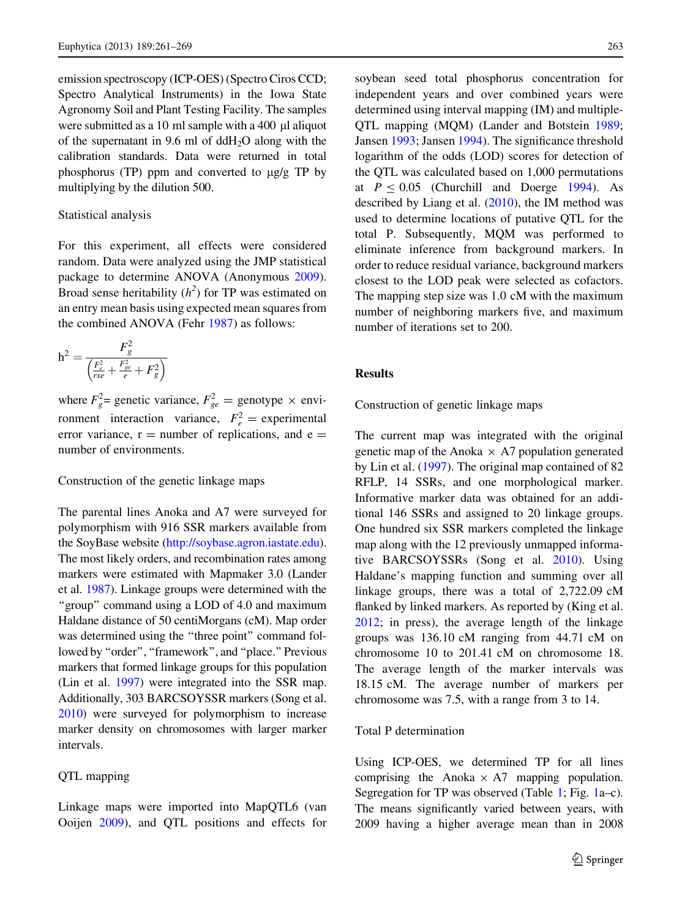emission spectroscopy (ICP-OES) (Spectro Ciros CCD; Spectro Analytical Instruments) in the Iowa State Agronomy Soil and Plant Testing Facility. The samples were submitted as a 10 ml sample with a 400 µl aliquot of the supernatant in 9.6 ml of $ddH_2O$ along with the calibration standards. Data were returned in total phosphorus (TP) ppm and converted to µg/g TP by multiplying by the dilution 500.

### Statistical analysis

For this experiment, all effects were considered random. Data were analyzed using the JMP statistical package to determine ANOVA (Anonymous 2009). Broad sense heritability ($h^2$) for TP was estimated on an entry mean basis using expected mean squares from the combined ANOVA (Fehr 1987) as follows:

$$h^2 = \frac{F_g^2}{\left(\frac{F_e^2}{rxe} + \frac{F_{ge}^2}{e} + F_g^2\right)}$$

where $F_g^2$= genetic variance, $F_{ge}^2$ = genotype × environment interaction variance, $F_e^2$ = experimental error variance, r = number of replications, and e = number of environments.

### Construction of the genetic linkage maps

The parental lines Anoka and A7 were surveyed for polymorphism with 916 SSR markers available from the SoyBase website (http://soybase.agron.iastate.edu). The most likely orders, and recombination rates among markers were estimated with Mapmaker 3.0 (Lander et al. 1987). Linkage groups were determined with the "group" command using a LOD of 4.0 and maximum Haldane distance of 50 centiMorgans (cM). Map order was determined using the "three point" command followed by "order", "framework", and "place." Previous markers that formed linkage groups for this population (Lin et al. 1997) were integrated into the SSR map. Additionally, 303 BARCSOYSSR markers (Song et al. 2010) were surveyed for polymorphism to increase marker density on chromosomes with larger marker intervals.

### QTL mapping

Linkage maps were imported into MapQTL6 (van Ooijen 2009), and QTL positions and effects for soybean seed total phosphorus concentration for independent years and over combined years were determined using interval mapping (IM) and multiple-QTL mapping (MQM) (Lander and Botstein 1989; Jansen 1993; Jansen 1994). The significance threshold logarithm of the odds (LOD) scores for detection of the QTL was calculated based on 1,000 permutations at $P \leq 0.05$ (Churchill and Doerge 1994). As described by Liang et al. (2010), the IM method was used to determine locations of putative QTL for the total P. Subsequently, MQM was performed to eliminate inference from background markers. In order to reduce residual variance, background markers closest to the LOD peak were selected as cofactors. The mapping step size was 1.0 cM with the maximum number of neighboring markers five, and maximum number of iterations set to 200.

## Results

### Construction of genetic linkage maps

The current map was integrated with the original genetic map of the Anoka × A7 population generated by Lin et al. (1997). The original map contained of 82 RFLP, 14 SSRs, and one morphological marker. Informative marker data was obtained for an additional 146 SSRs and assigned to 20 linkage groups. One hundred six SSR markers completed the linkage map along with the 12 previously unmapped informative BARCSOYSSRs (Song et al. 2010). Using Haldane's mapping function and summing over all linkage groups, there was a total of 2,722.09 cM flanked by linked markers. As reported by (King et al. 2012; in press), the average length of the linkage groups was 136.10 cM ranging from 44.71 cM on chromosome 10 to 201.41 cM on chromosome 18. The average length of the marker intervals was 18.15 cM. The average number of markers per chromosome was 7.5, with a range from 3 to 14.

### Total P determination

Using ICP-OES, we determined TP for all lines comprising the Anoka × A7 mapping population. Segregation for TP was observed (Table 1; Fig. 1a–c). The means significantly varied between years, with 2009 having a higher average mean than in 2008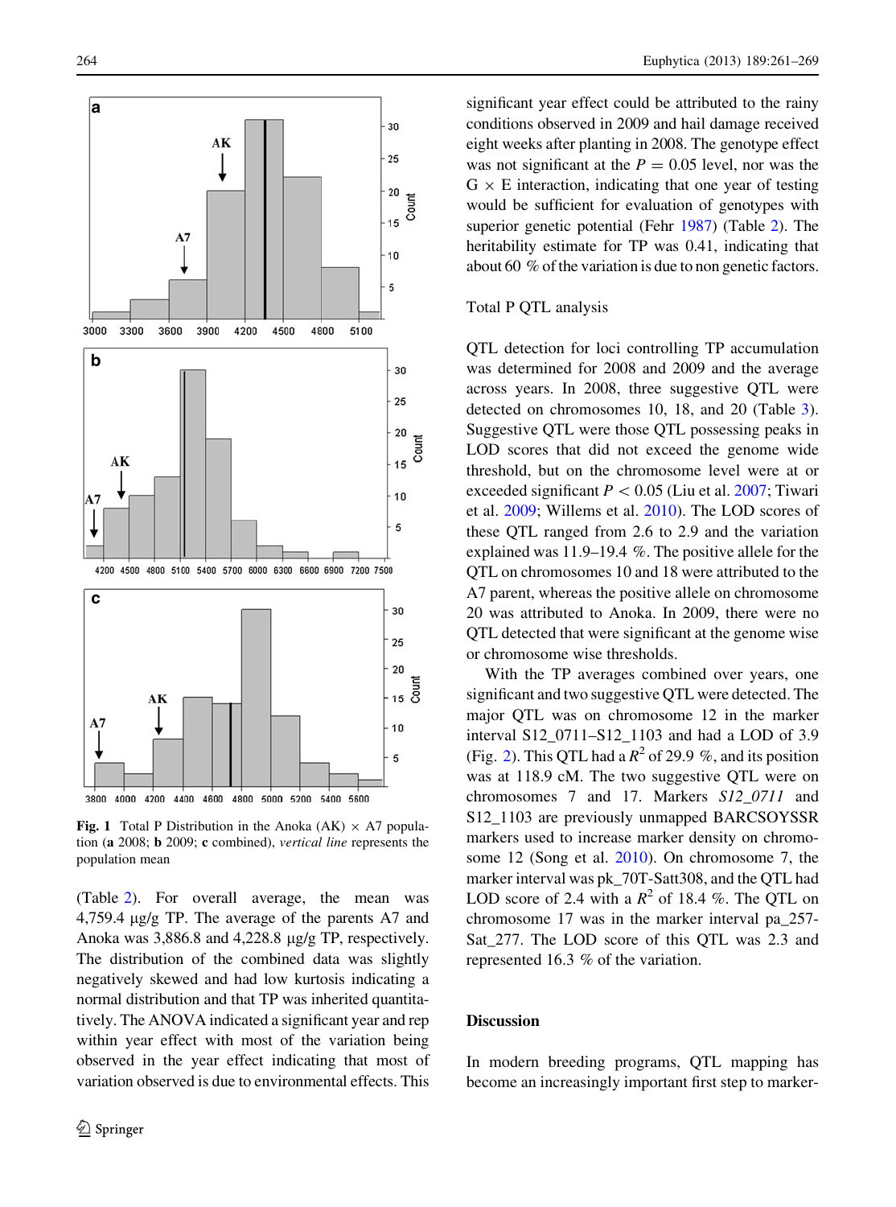Fig. 1 Total P Distribution in the Anoka (AK) × A7 population (**a** 2008; **b** 2009; **c** combined), *vertical line* represents the population mean

(Table 2). For overall average, the mean was 4,759.4 μg/g TP. The average of the parents A7 and Anoka was 3,886.8 and 4,228.8 μg/g TP, respectively. The distribution of the combined data was slightly negatively skewed and had low kurtosis indicating a normal distribution and that TP was inherited quantitatively. The ANOVA indicated a significant year and rep within year effect with most of the variation being observed in the year effect indicating that most of variation observed is due to environmental effects. This significant year effect could be attributed to the rainy conditions observed in 2009 and hail damage received eight weeks after planting in 2008. The genotype effect was not significant at the $P = 0.05$ level, nor was the G × E interaction, indicating that one year of testing would be sufficient for evaluation of genotypes with superior genetic potential (Fehr 1987) (Table 2). The heritability estimate for TP was 0.41, indicating that about 60 % of the variation is due to non genetic factors.

## Total P QTL analysis

QTL detection for loci controlling TP accumulation was determined for 2008 and 2009 and the average across years. In 2008, three suggestive QTL were detected on chromosomes 10, 18, and 20 (Table 3). Suggestive QTL were those QTL possessing peaks in LOD scores that did not exceed the genome wide threshold, but on the chromosome level were at or exceeded significant $P < 0.05$ (Liu et al. 2007; Tiwari et al. 2009; Willems et al. 2010). The LOD scores of these QTL ranged from 2.6 to 2.9 and the variation explained was 11.9–19.4 %. The positive allele for the QTL on chromosomes 10 and 18 were attributed to the A7 parent, whereas the positive allele on chromosome 20 was attributed to Anoka. In 2009, there were no QTL detected that were significant at the genome wise or chromosome wise thresholds.

With the TP averages combined over years, one significant and two suggestive QTL were detected. The major QTL was on chromosome 12 in the marker interval S12_0711–S12_1103 and had a LOD of 3.9 (Fig. 2). This QTL had a $R^2$ of 29.9 %, and its position was at 118.9 cM. The two suggestive QTL were on chromosomes 7 and 17. Markers *S12_0711* and S12_1103 are previously unmapped BARCSOYSSR markers used to increase marker density on chromosome 12 (Song et al. 2010). On chromosome 7, the marker interval was pk_70T-Satt308, and the QTL had LOD score of 2.4 with a $R^2$ of 18.4 %. The QTL on chromosome 17 was in the marker interval pa_257-Sat_277. The LOD score of this QTL was 2.3 and represented 16.3 % of the variation.

## Discussion

In modern breeding programs, QTL mapping has become an increasingly important first step to marker-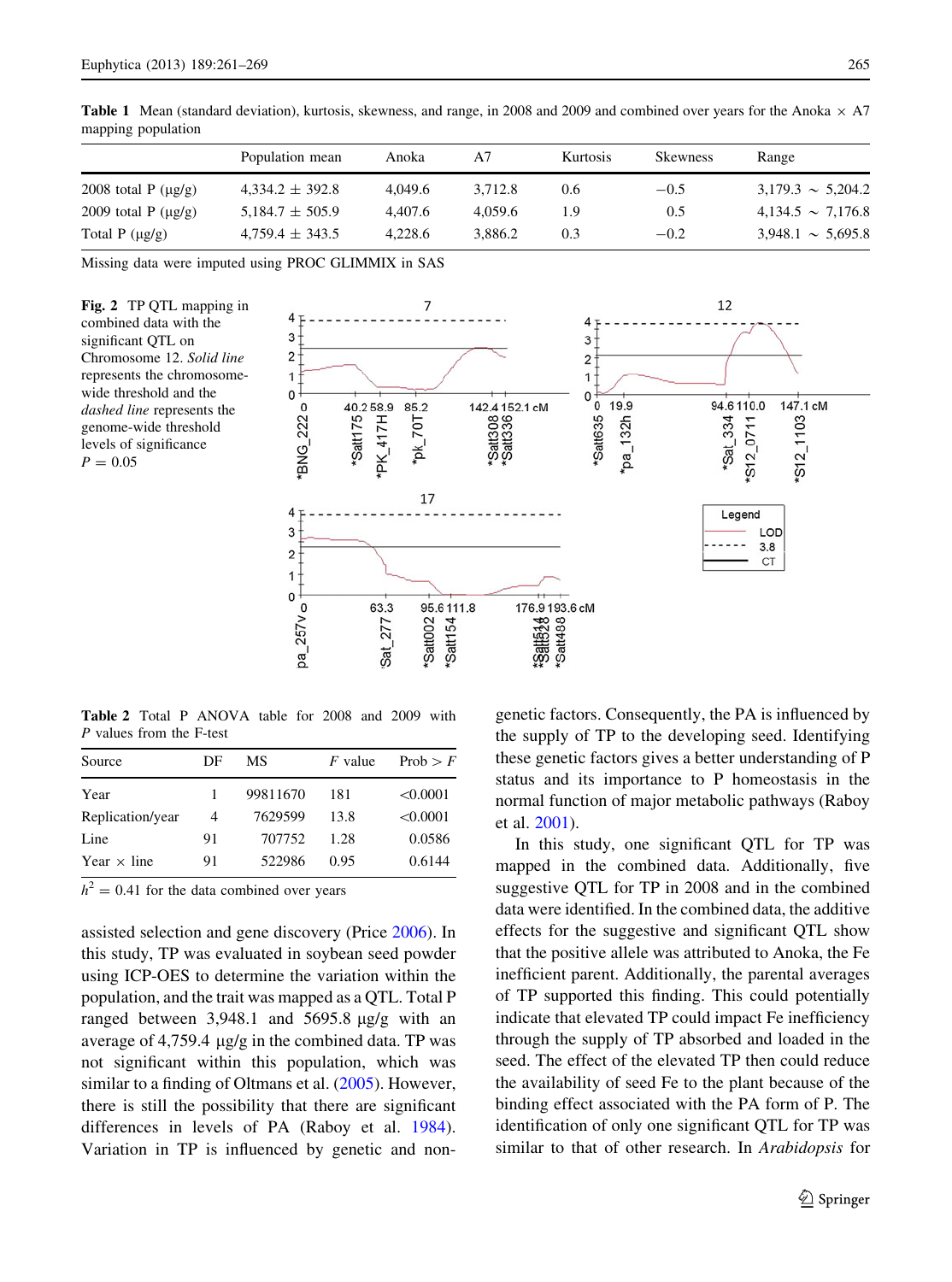**Table 1** Mean (standard deviation), kurtosis, skewness, and range, in 2008 and 2009 and combined over years for the Anoka × A7 mapping population

| | Population mean | Anoka | A7 | Kurtosis | Skewness | Range |
|---|---|---|---|---|---|---|
| 2008 total P (μg/g) | 4,334.2 ± 392.8 | 4,049.6 | 3,712.8 | 0.6 | −0.5 | 3,179.3 ~ 5,204.2 |
| 2009 total P (μg/g) | 5,184.7 ± 505.9 | 4,407.6 | 4,059.6 | 1.9 | 0.5 | 4,134.5 ~ 7,176.8 |
| Total P (μg/g) | 4,759.4 ± 343.5 | 4,228.6 | 3,886.2 | 0.3 | −0.2 | 3,948.1 ~ 5,695.8 |

Missing data were imputed using PROC GLIMMIX in SAS

**Fig. 2** TP QTL mapping in combined data with the significant QTL on Chromosome 12. *Solid line* represents the chromosome-wide threshold and the *dashed line* represents the genome-wide threshold levels of significance $P = 0.05$

**Table 2** Total P ANOVA table for 2008 and 2009 with *P* values from the F-test

| Source | DF | MS | *F* value | Prob > *F* |
|---|---|---|---|---|
| Year | 1 | 99811670 | 181 | <0.0001 |
| Replication/year | 4 | 7629599 | 13.8 | <0.0001 |
| Line | 91 | 707752 | 1.28 | 0.0586 |
| Year × line | 91 | 522986 | 0.95 | 0.6144 |

$h^2 = 0.41$ for the data combined over years

assisted selection and gene discovery (Price 2006). In this study, TP was evaluated in soybean seed powder using ICP-OES to determine the variation within the population, and the trait was mapped as a QTL. Total P ranged between 3,948.1 and 5695.8 μg/g with an average of 4,759.4 μg/g in the combined data. TP was not significant within this population, which was similar to a finding of Oltmans et al. (2005). However, there is still the possibility that there are significant differences in levels of PA (Raboy et al. 1984). Variation in TP is influenced by genetic and non-genetic factors. Consequently, the PA is influenced by the supply of TP to the developing seed. Identifying these genetic factors gives a better understanding of P status and its importance to P homeostasis in the normal function of major metabolic pathways (Raboy et al. 2001).

In this study, one significant QTL for TP was mapped in the combined data. Additionally, five suggestive QTL for TP in 2008 and in the combined data were identified. In the combined data, the additive effects for the suggestive and significant QTL show that the positive allele was attributed to Anoka, the Fe inefficient parent. Additionally, the parental averages of TP supported this finding. This could potentially indicate that elevated TP could impact Fe inefficiency through the supply of TP absorbed and loaded in the seed. The effect of the elevated TP then could reduce the availability of seed Fe to the plant because of the binding effect associated with the PA form of P. The identification of only one significant QTL for TP was similar to that of other research. In *Arabidopsis* for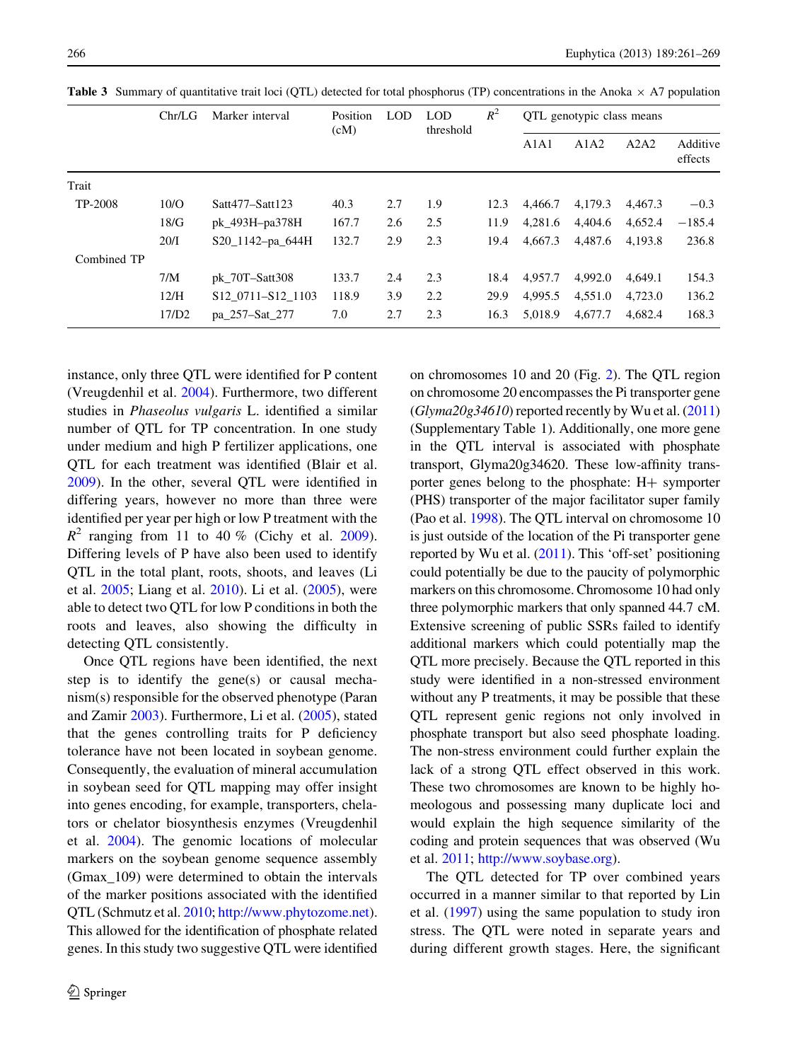**Table 3** Summary of quantitative trait loci (QTL) detected for total phosphorus (TP) concentrations in the Anoka × A7 population

| | Chr/LG | Marker interval | Position (cM) | LOD | LOD threshold | $R^2$ | QTL genotypic class means | | | |
|---|---|---|---|---|---|---|---|---|---|---|
| | | | | | | | A1A1 | A1A2 | A2A2 | Additive effects |
| Trait | | | | | | | | | | |
| TP-2008 | 10/O | Satt477–Satt123 | 40.3 | 2.7 | 1.9 | 12.3 | 4,466.7 | 4,179.3 | 4,467.3 | −0.3 |
| | 18/G | pk_493H–pa378H | 167.7 | 2.6 | 2.5 | 11.9 | 4,281.6 | 4,404.6 | 4,652.4 | −185.4 |
| | 20/I | S20_1142–pa_644H | 132.7 | 2.9 | 2.3 | 19.4 | 4,667.3 | 4,487.6 | 4,193.8 | 236.8 |
| Combined TP | | | | | | | | | | |
| | 7/M | pk_70T–Satt308 | 133.7 | 2.4 | 2.3 | 18.4 | 4,957.7 | 4,992.0 | 4,649.1 | 154.3 |
| | 12/H | S12_0711–S12_1103 | 118.9 | 3.9 | 2.2 | 29.9 | 4,995.5 | 4,551.0 | 4,723.0 | 136.2 |
| | 17/D2 | pa_257–Sat_277 | 7.0 | 2.7 | 2.3 | 16.3 | 5,018.9 | 4,677.7 | 4,682.4 | 168.3 |

instance, only three QTL were identified for P content (Vreugdenhil et al. 2004). Furthermore, two different studies in *Phaseolus vulgaris* L. identified a similar number of QTL for TP concentration. In one study under medium and high P fertilizer applications, one QTL for each treatment was identified (Blair et al. 2009). In the other, several QTL were identified in differing years, however no more than three were identified per year per high or low P treatment with the $R^2$ ranging from 11 to 40 % (Cichy et al. 2009). Differing levels of P have also been used to identify QTL in the total plant, roots, shoots, and leaves (Li et al. 2005; Liang et al. 2010). Li et al. (2005), were able to detect two QTL for low P conditions in both the roots and leaves, also showing the difficulty in detecting QTL consistently.

Once QTL regions have been identified, the next step is to identify the gene(s) or causal mechanism(s) responsible for the observed phenotype (Paran and Zamir 2003). Furthermore, Li et al. (2005), stated that the genes controlling traits for P deficiency tolerance have not been located in soybean genome. Consequently, the evaluation of mineral accumulation in soybean seed for QTL mapping may offer insight into genes encoding, for example, transporters, chelators or chelator biosynthesis enzymes (Vreugdenhil et al. 2004). The genomic locations of molecular markers on the soybean genome sequence assembly (Gmax_109) were determined to obtain the intervals of the marker positions associated with the identified QTL (Schmutz et al. 2010; http://www.phytozome.net). This allowed for the identification of phosphate related genes. In this study two suggestive QTL were identified on chromosomes 10 and 20 (Fig. 2). The QTL region on chromosome 20 encompasses the Pi transporter gene (*Glyma20g34610*) reported recently by Wu et al. (2011) (Supplementary Table 1). Additionally, one more gene in the QTL interval is associated with phosphate transport, Glyma20g34620. These low-affinity transporter genes belong to the phosphate: H+ symporter (PHS) transporter of the major facilitator super family (Pao et al. 1998). The QTL interval on chromosome 10 is just outside of the location of the Pi transporter gene reported by Wu et al. (2011). This 'off-set' positioning could potentially be due to the paucity of polymorphic markers on this chromosome. Chromosome 10 had only three polymorphic markers that only spanned 44.7 cM. Extensive screening of public SSRs failed to identify additional markers which could potentially map the QTL more precisely. Because the QTL reported in this study were identified in a non-stressed environment without any P treatments, it may be possible that these QTL represent genic regions not only involved in phosphate transport but also seed phosphate loading. The non-stress environment could further explain the lack of a strong QTL effect observed in this work. These two chromosomes are known to be highly homeologous and possessing many duplicate loci and would explain the high sequence similarity of the coding and protein sequences that was observed (Wu et al. 2011; http://www.soybase.org).

The QTL detected for TP over combined years occurred in a manner similar to that reported by Lin et al. (1997) using the same population to study iron stress. The QTL were noted in separate years and during different growth stages. Here, the significant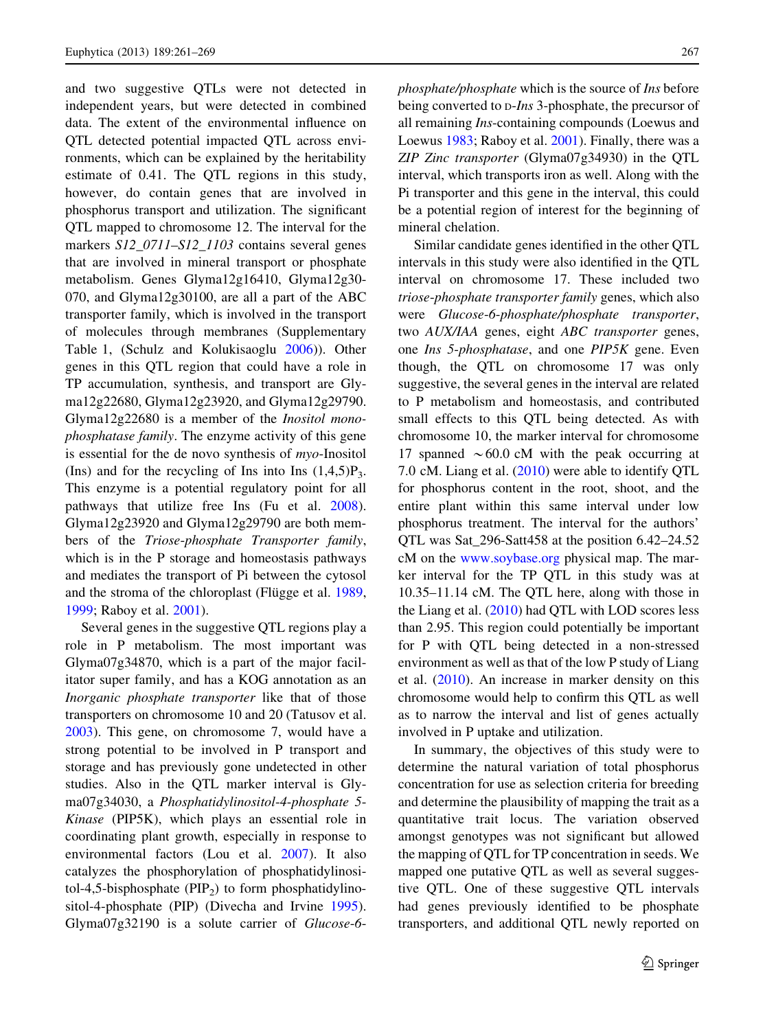and two suggestive QTLs were not detected in independent years, but were detected in combined data. The extent of the environmental influence on QTL detected potential impacted QTL across environments, which can be explained by the heritability estimate of 0.41. The QTL regions in this study, however, do contain genes that are involved in phosphorus transport and utilization. The significant QTL mapped to chromosome 12. The interval for the markers *S12_0711–S12_1103* contains several genes that are involved in mineral transport or phosphate metabolism. Genes Glyma12g16410, Glyma12g30070, and Glyma12g30100, are all a part of the ABC transporter family, which is involved in the transport of molecules through membranes (Supplementary Table 1, (Schulz and Kolukisaoglu 2006)). Other genes in this QTL region that could have a role in TP accumulation, synthesis, and transport are Glyma12g22680, Glyma12g23920, and Glyma12g29790. Glyma12g22680 is a member of the *Inositol monophosphatase family*. The enzyme activity of this gene is essential for the de novo synthesis of *myo*-Inositol (Ins) and for the recycling of Ins into Ins $(1,4,5)P_3$. This enzyme is a potential regulatory point for all pathways that utilize free Ins (Fu et al. 2008). Glyma12g23920 and Glyma12g29790 are both members of the *Triose-phosphate Transporter family*, which is in the P storage and homeostasis pathways and mediates the transport of Pi between the cytosol and the stroma of the chloroplast (Flügge et al. 1989, 1999; Raboy et al. 2001).

Several genes in the suggestive QTL regions play a role in P metabolism. The most important was Glyma07g34870, which is a part of the major facilitator super family, and has a KOG annotation as an *Inorganic phosphate transporter* like that of those transporters on chromosome 10 and 20 (Tatusov et al. 2003). This gene, on chromosome 7, would have a strong potential to be involved in P transport and storage and has previously gone undetected in other studies. Also in the QTL marker interval is Glyma07g34030, a *Phosphatidylinositol-4-phosphate 5-Kinase* (PIP5K), which plays an essential role in coordinating plant growth, especially in response to environmental factors (Lou et al. 2007). It also catalyzes the phosphorylation of phosphatidylinositol-4,5-bisphosphate ($PIP_2$) to form phosphatidylinositol-4-phosphate (PIP) (Divecha and Irvine 1995). Glyma07g32190 is a solute carrier of *Glucose-6-phosphate/phosphate* which is the source of *Ins* before being converted to D-*Ins* 3-phosphate, the precursor of all remaining *Ins*-containing compounds (Loewus and Loewus 1983; Raboy et al. 2001). Finally, there was a *ZIP Zinc transporter* (Glyma07g34930) in the QTL interval, which transports iron as well. Along with the Pi transporter and this gene in the interval, this could be a potential region of interest for the beginning of mineral chelation.

Similar candidate genes identified in the other QTL intervals in this study were also identified in the QTL interval on chromosome 17. These included two *triose-phosphate transporter family* genes, which also were *Glucose-6-phosphate/phosphate transporter*, two *AUX/IAA* genes, eight *ABC transporter* genes, one *Ins 5-phosphatase*, and one *PIP5K* gene. Even though, the QTL on chromosome 17 was only suggestive, the several genes in the interval are related to P metabolism and homeostasis, and contributed small effects to this QTL being detected. As with chromosome 10, the marker interval for chromosome 17 spanned $\sim$60.0 cM with the peak occurring at 7.0 cM. Liang et al. (2010) were able to identify QTL for phosphorus content in the root, shoot, and the entire plant within this same interval under low phosphorus treatment. The interval for the authors' QTL was Sat_296-Satt458 at the position 6.42–24.52 cM on the www.soybase.org physical map. The marker interval for the TP QTL in this study was at 10.35–11.14 cM. The QTL here, along with those in the Liang et al. (2010) had QTL with LOD scores less than 2.95. This region could potentially be important for P with QTL being detected in a non-stressed environment as well as that of the low P study of Liang et al. (2010). An increase in marker density on this chromosome would help to confirm this QTL as well as to narrow the interval and list of genes actually involved in P uptake and utilization.

In summary, the objectives of this study were to determine the natural variation of total phosphorus concentration for use as selection criteria for breeding and determine the plausibility of mapping the trait as a quantitative trait locus. The variation observed amongst genotypes was not significant but allowed the mapping of QTL for TP concentration in seeds. We mapped one putative QTL as well as several suggestive QTL. One of these suggestive QTL intervals had genes previously identified to be phosphate transporters, and additional QTL newly reported on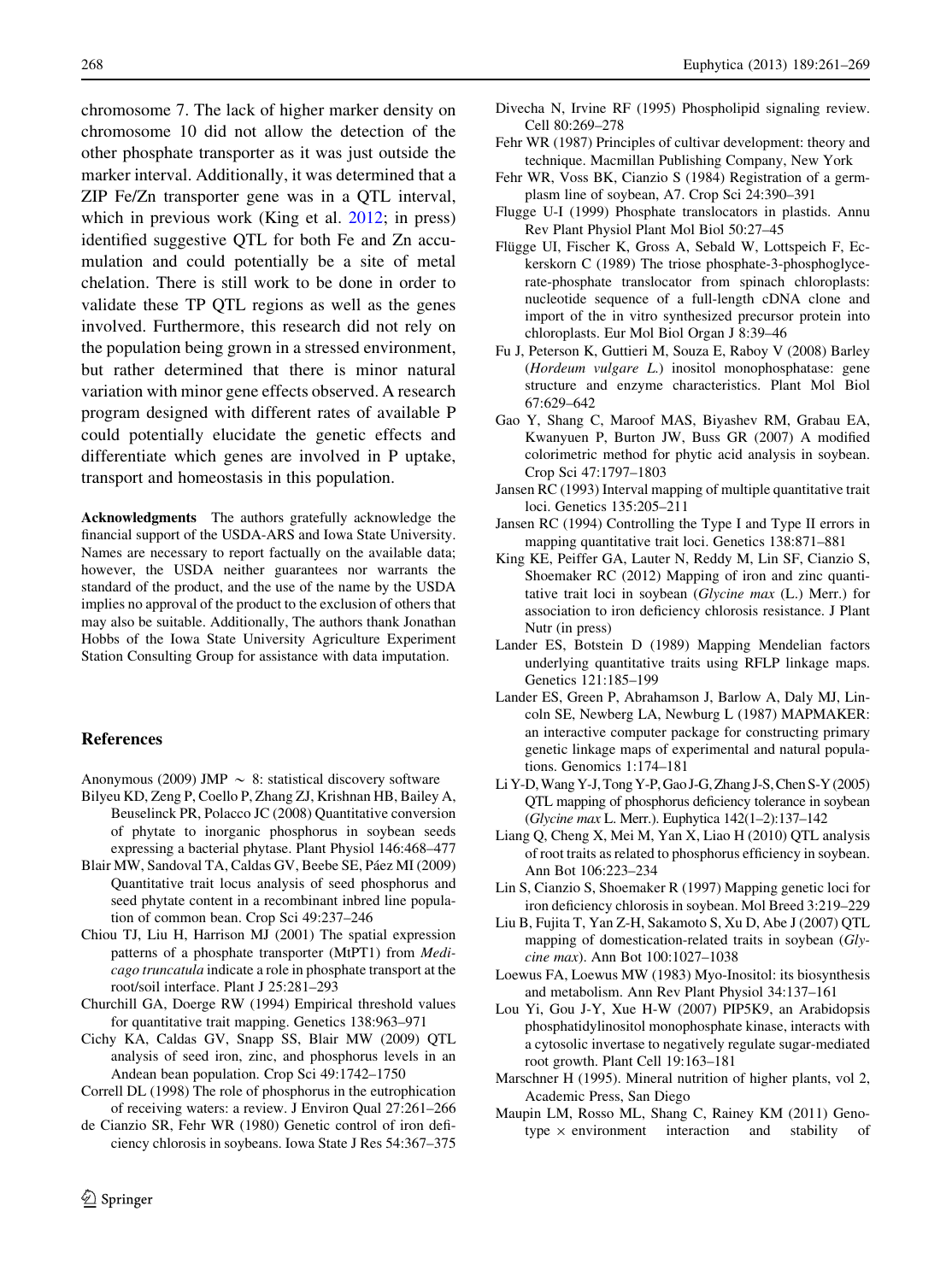chromosome 7. The lack of higher marker density on chromosome 10 did not allow the detection of the other phosphate transporter as it was just outside the marker interval. Additionally, it was determined that a ZIP Fe/Zn transporter gene was in a QTL interval, which in previous work (King et al. 2012; in press) identified suggestive QTL for both Fe and Zn accumulation and could potentially be a site of metal chelation. There is still work to be done in order to validate these TP QTL regions as well as the genes involved. Furthermore, this research did not rely on the population being grown in a stressed environment, but rather determined that there is minor natural variation with minor gene effects observed. A research program designed with different rates of available P could potentially elucidate the genetic effects and differentiate which genes are involved in P uptake, transport and homeostasis in this population.

**Acknowledgments** The authors gratefully acknowledge the financial support of the USDA-ARS and Iowa State University. Names are necessary to report factually on the available data; however, the USDA neither guarantees nor warrants the standard of the product, and the use of the name by the USDA implies no approval of the product to the exclusion of others that may also be suitable. Additionally, The authors thank Jonathan Hobbs of the Iowa State University Agriculture Experiment Station Consulting Group for assistance with data imputation.

## References

Anonymous (2009) JMP ~ 8: statistical discovery software

Bilyeu KD, Zeng P, Coello P, Zhang ZJ, Krishnan HB, Bailey A, Beuselinck PR, Polacco JC (2008) Quantitative conversion of phytate to inorganic phosphorus in soybean seeds expressing a bacterial phytase. Plant Physiol 146:468–477

Blair MW, Sandoval TA, Caldas GV, Beebe SE, Páez MI (2009) Quantitative trait locus analysis of seed phosphorus and seed phytate content in a recombinant inbred line population of common bean. Crop Sci 49:237–246

Chiou TJ, Liu H, Harrison MJ (2001) The spatial expression patterns of a phosphate transporter (MtPT1) from *Medicago truncatula* indicate a role in phosphate transport at the root/soil interface. Plant J 25:281–293

Churchill GA, Doerge RW (1994) Empirical threshold values for quantitative trait mapping. Genetics 138:963–971

Cichy KA, Caldas GV, Snapp SS, Blair MW (2009) QTL analysis of seed iron, zinc, and phosphorus levels in an Andean bean population. Crop Sci 49:1742–1750

Correll DL (1998) The role of phosphorus in the eutrophication of receiving waters: a review. J Environ Qual 27:261–266

de Cianzio SR, Fehr WR (1980) Genetic control of iron deficiency chlorosis in soybeans. Iowa State J Res 54:367–375

Divecha N, Irvine RF (1995) Phospholipid signaling review. Cell 80:269–278

Fehr WR (1987) Principles of cultivar development: theory and technique. Macmillan Publishing Company, New York

Fehr WR, Voss BK, Cianzio S (1984) Registration of a germplasm line of soybean, A7. Crop Sci 24:390–391

Flugge U-I (1999) Phosphate translocators in plastids. Annu Rev Plant Physiol Plant Mol Biol 50:27–45

Flügge UI, Fischer K, Gross A, Sebald W, Lottspeich F, Eckerskorn C (1989) The triose phosphate-3-phosphoglycerate-phosphate translocator from spinach chloroplasts: nucleotide sequence of a full-length cDNA clone and import of the in vitro synthesized precursor protein into chloroplasts. Eur Mol Biol Organ J 8:39–46

Fu J, Peterson K, Guttieri M, Souza E, Raboy V (2008) Barley (*Hordeum vulgare L.*) inositol monophosphatase: gene structure and enzyme characteristics. Plant Mol Biol 67:629–642

Gao Y, Shang C, Maroof MAS, Biyashev RM, Grabau EA, Kwanyuen P, Burton JW, Buss GR (2007) A modified colorimetric method for phytic acid analysis in soybean. Crop Sci 47:1797–1803

Jansen RC (1993) Interval mapping of multiple quantitative trait loci. Genetics 135:205–211

Jansen RC (1994) Controlling the Type I and Type II errors in mapping quantitative trait loci. Genetics 138:871–881

King KE, Peiffer GA, Lauter N, Reddy M, Lin SF, Cianzio S, Shoemaker RC (2012) Mapping of iron and zinc quantitative trait loci in soybean (*Glycine max* (L.) Merr.) for association to iron deficiency chlorosis resistance. J Plant Nutr (in press)

Lander ES, Botstein D (1989) Mapping Mendelian factors underlying quantitative traits using RFLP linkage maps. Genetics 121:185–199

Lander ES, Green P, Abrahamson J, Barlow A, Daly MJ, Lincoln SE, Newberg LA, Newburg L (1987) MAPMAKER: an interactive computer package for constructing primary genetic linkage maps of experimental and natural populations. Genomics 1:174–181

Li Y-D, Wang Y-J, Tong Y-P, Gao J-G, Zhang J-S, Chen S-Y (2005) QTL mapping of phosphorus deficiency tolerance in soybean (*Glycine max* L. Merr.). Euphytica 142(1–2):137–142

Liang Q, Cheng X, Mei M, Yan X, Liao H (2010) QTL analysis of root traits as related to phosphorus efficiency in soybean. Ann Bot 106:223–234

Lin S, Cianzio S, Shoemaker R (1997) Mapping genetic loci for iron deficiency chlorosis in soybean. Mol Breed 3:219–229

Liu B, Fujita T, Yan Z-H, Sakamoto S, Xu D, Abe J (2007) QTL mapping of domestication-related traits in soybean (*Glycine max*). Ann Bot 100:1027–1038

Loewus FA, Loewus MW (1983) Myo-Inositol: its biosynthesis and metabolism. Ann Rev Plant Physiol 34:137–161

Lou Yi, Gou J-Y, Xue H-W (2007) PIP5K9, an Arabidopsis phosphatidylinositol monophosphate kinase, interacts with a cytosolic invertase to negatively regulate sugar-mediated root growth. Plant Cell 19:163–181

Marschner H (1995). Mineral nutrition of higher plants, vol 2, Academic Press, San Diego

Maupin LM, Rosso ML, Shang C, Rainey KM (2011) Genotype × environment interaction and stability of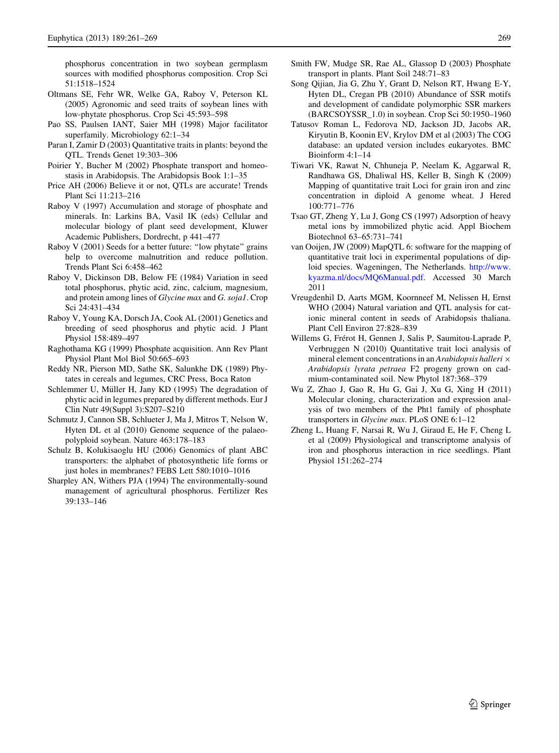phosphorus concentration in two soybean germplasm sources with modified phosphorus composition. Crop Sci 51:1518–1524

Oltmans SE, Fehr WR, Welke GA, Raboy V, Peterson KL (2005) Agronomic and seed traits of soybean lines with low-phytate phosphorus. Crop Sci 45:593–598

Pao SS, Paulsen IANT, Saier MH (1998) Major facilitator superfamily. Microbiology 62:1–34

Paran I, Zamir D (2003) Quantitative traits in plants: beyond the QTL. Trends Genet 19:303–306

Poirier Y, Bucher M (2002) Phosphate transport and homeostasis in Arabidopsis. The Arabidopsis Book 1:1–35

Price AH (2006) Believe it or not, QTLs are accurate! Trends Plant Sci 11:213–216

Raboy V (1997) Accumulation and storage of phosphate and minerals. In: Larkins BA, Vasil IK (eds) Cellular and molecular biology of plant seed development, Kluwer Academic Publishers, Dordrecht, p 441–477

Raboy V (2001) Seeds for a better future: "low phytate" grains help to overcome malnutrition and reduce pollution. Trends Plant Sci 6:458–462

Raboy V, Dickinson DB, Below FE (1984) Variation in seed total phosphorus, phytic acid, zinc, calcium, magnesium, and protein among lines of *Glycine max* and *G. soja1*. Crop Sci 24:431–434

Raboy V, Young KA, Dorsch JA, Cook AL (2001) Genetics and breeding of seed phosphorus and phytic acid. J Plant Physiol 158:489–497

Raghothama KG (1999) Phosphate acquisition. Ann Rev Plant Physiol Plant Mol Biol 50:665–693

Reddy NR, Pierson MD, Sathe SK, Salunkhe DK (1989) Phytates in cereals and legumes, CRC Press, Boca Raton

Schlemmer U, Müller H, Jany KD (1995) The degradation of phytic acid in legumes prepared by different methods. Eur J Clin Nutr 49(Suppl 3):S207–S210

Schmutz J, Cannon SB, Schlueter J, Ma J, Mitros T, Nelson W, Hyten DL et al (2010) Genome sequence of the palaeopolyploid soybean. Nature 463:178–183

Schulz B, Kolukisaoglu HU (2006) Genomics of plant ABC transporters: the alphabet of photosynthetic life forms or just holes in membranes? FEBS Lett 580:1010–1016

Sharpley AN, Withers PJA (1994) The environmentally-sound management of agricultural phosphorus. Fertilizer Res 39:133–146

Smith FW, Mudge SR, Rae AL, Glassop D (2003) Phosphate transport in plants. Plant Soil 248:71–83

Song Qijian, Jia G, Zhu Y, Grant D, Nelson RT, Hwang E-Y, Hyten DL, Cregan PB (2010) Abundance of SSR motifs and development of candidate polymorphic SSR markers (BARCSOYSSR_1.0) in soybean. Crop Sci 50:1950–1960

Tatusov Roman L, Fedorova ND, Jackson JD, Jacobs AR, Kiryutin B, Koonin EV, Krylov DM et al (2003) The COG database: an updated version includes eukaryotes. BMC Bioinform 4:1–14

Tiwari VK, Rawat N, Chhuneja P, Neelam K, Aggarwal R, Randhawa GS, Dhaliwal HS, Keller B, Singh K (2009) Mapping of quantitative trait Loci for grain iron and zinc concentration in diploid A genome wheat. J Hered 100:771–776

Tsao GT, Zheng Y, Lu J, Gong CS (1997) Adsorption of heavy metal ions by immobilized phytic acid. Appl Biochem Biotechnol 63–65:731–741

van Ooijen, JW (2009) MapQTL 6: software for the mapping of quantitative trait loci in experimental populations of diploid species. Wageningen, The Netherlands. http://www.kyazma.nl/docs/MQ6Manual.pdf. Accessed 30 March 2011

Vreugdenhil D, Aarts MGM, Koornneef M, Nelissen H, Ernst WHO (2004) Natural variation and QTL analysis for cationic mineral content in seeds of Arabidopsis thaliana. Plant Cell Environ 27:828–839

Willems G, Frérot H, Gennen J, Salis P, Saumitou-Laprade P, Verbruggen N (2010) Quantitative trait loci analysis of mineral element concentrations in an *Arabidopsis halleri* × *Arabidopsis lyrata petraea* F2 progeny grown on cadmium-contaminated soil. New Phytol 187:368–379

Wu Z, Zhao J, Gao R, Hu G, Gai J, Xu G, Xing H (2011) Molecular cloning, characterization and expression analysis of two members of the Pht1 family of phosphate transporters in *Glycine max*. PLoS ONE 6:1–12

Zheng L, Huang F, Narsai R, Wu J, Giraud E, He F, Cheng L et al (2009) Physiological and transcriptome analysis of iron and phosphorus interaction in rice seedlings. Plant Physiol 151:262–274